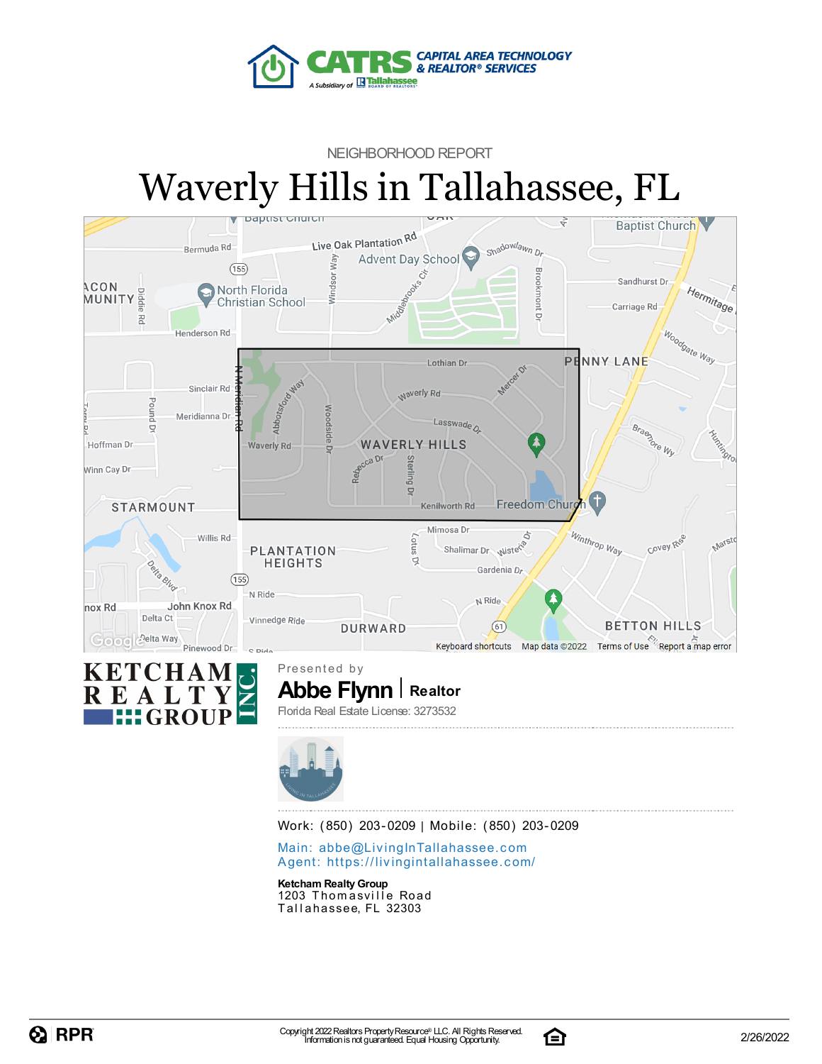NEIGHBORHOOD REPORT

# Waverly Hills in Tallahassee, FL

Presented by

**Abbe Flynn** | **Realtor**

Florida Real Estate License: 3273532

Work: (850) 203-0209 | Mobile: (850) 203-0209

Main: abbe@LivingInTallahassee.com
Agent: https://livingintallahassee.com/

**Ketcham Realty Group**
1203 Thomasville Road
Tallahassee, FL 32303

Copyright 2022 Realtors Property Resource® LLC. All Rights Reserved.
Information is not guaranteed. Equal Housing Opportunity.

2/26/2022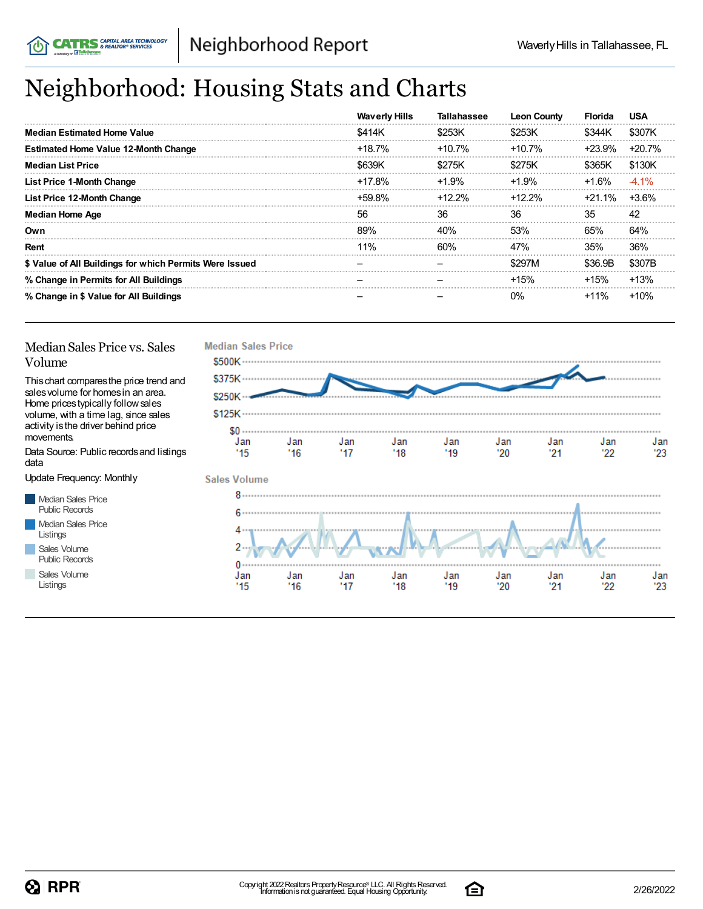# Neighborhood: Housing Stats and Charts

| | Waverly Hills | Tallahassee | Leon County | Florida | USA |
|---|---|---|---|---|---|
| **Median Estimated Home Value** | $414K | $253K | $253K | $344K | $307K |
| **Estimated Home Value 12-Month Change** | +18.7% | +10.7% | +10.7% | +23.9% | +20.7% |
| **Median List Price** | $639K | $275K | $275K | $365K | $130K |
| **List Price 1-Month Change** | +17.8% | +1.9% | +1.9% | +1.6% | -4.1% |
| **List Price 12-Month Change** | +59.8% | +12.2% | +12.2% | +21.1% | +3.6% |
| **Median Home Age** | 56 | 36 | 36 | 35 | 42 |
| **Own** | 89% | 40% | 53% | 65% | 64% |
| **Rent** | 11% | 60% | 47% | 35% | 36% |
| **$ Value of All Buildings for which Permits Were Issued** | – | – | $297M | $36.9B | $307B |
| **% Change in Permits for All Buildings** | – | – | +15% | +15% | +13% |
| **% Change in $ Value for All Buildings** | – | – | 0% | +11% | +10% |

## Median Sales Price vs. Sales Volume

This chart compares the price trend and sales volume for homes in an area. Home prices typically follow sales volume, with a time lag, since sales activity is the driver behind price movements.

Data Source: Public records and listings data

Update Frequency: Monthly

- Median Sales Price Public Records
- Median Sales Price Listings
- Sales Volume Public Records
- Sales Volume Listings

**Median Sales Price**

$500K, $375K, $250K, $125K, $0

Jan '15, Jan '16, Jan '17, Jan '18, Jan '19, Jan '20, Jan '21, Jan '22, Jan '23

**Sales Volume**

8, 6, 4, 2, 0

Jan '15, Jan '16, Jan '17, Jan '18, Jan '19, Jan '20, Jan '21, Jan '22, Jan '23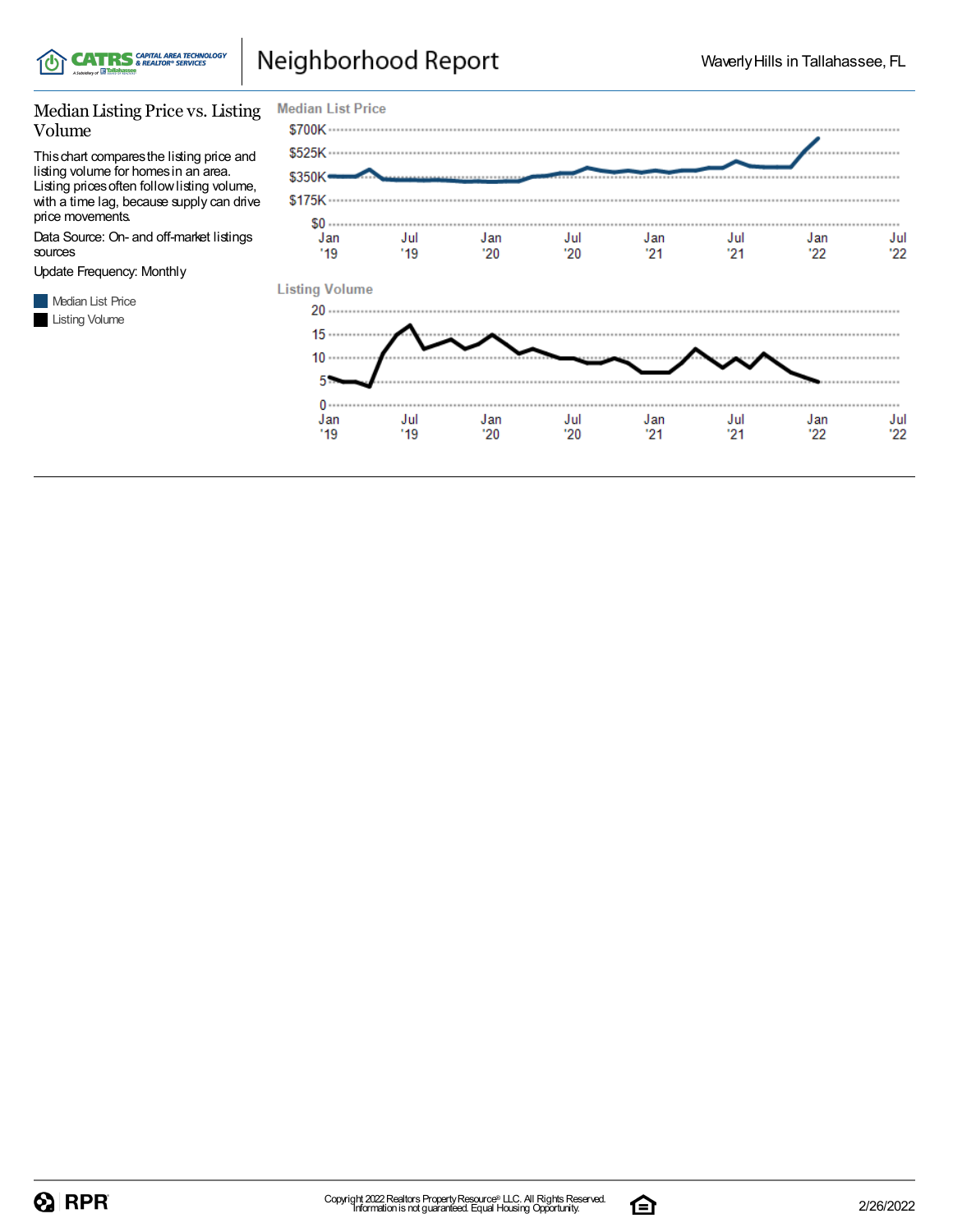## Median Listing Price vs. Listing Volume

This chart compares the listing price and listing volume for homes in an area. Listing prices often follow listing volume, with a time lag, because supply can drive price movements.

Data Source: On- and off-market listings sources

Update Frequency: Monthly

Median List Price

Listing Volume

**Median List Price**

$700K
$525K
$350K
$175K
$0

Jan '19 | Jul '19 | Jan '20 | Jul '20 | Jan '21 | Jul '21 | Jan '22 | Jul '22

**Listing Volume**

20
15
10
5
0

Jan '19 | Jul '19 | Jan '20 | Jul '20 | Jan '21 | Jul '21 | Jan '22 | Jul '22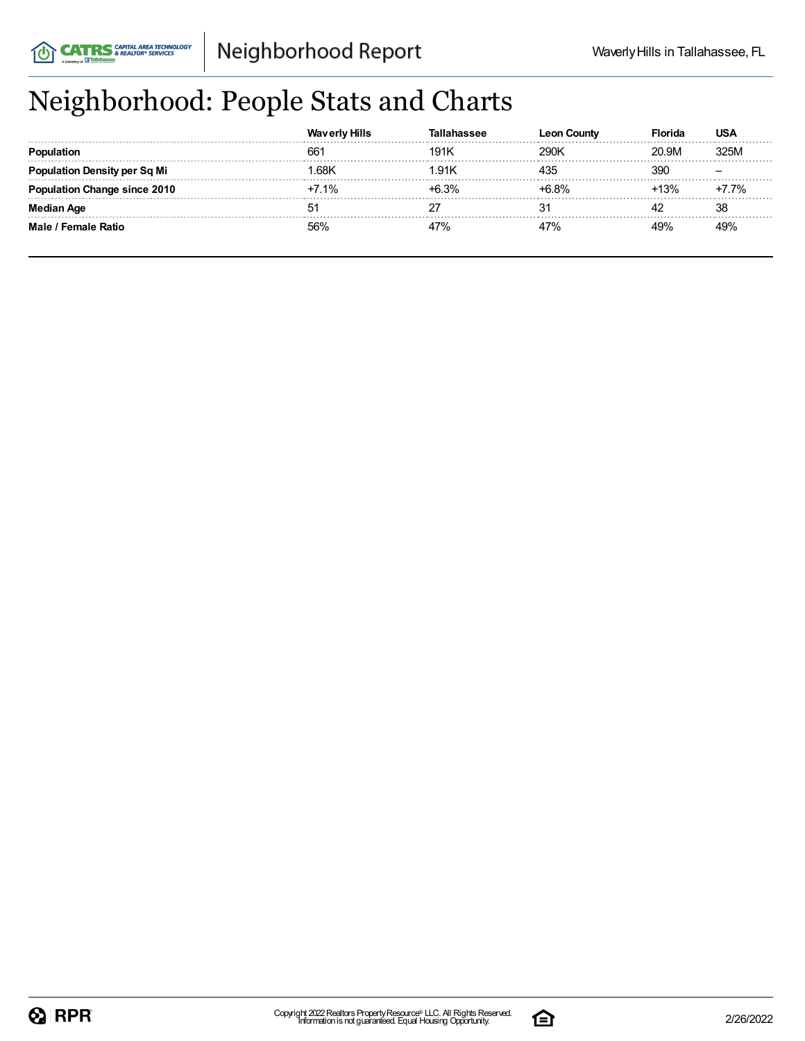# Neighborhood: People Stats and Charts

| | Waverly Hills | Tallahassee | Leon County | Florida | USA |
|---|---|---|---|---|---|
| **Population** | 661 | 191K | 290K | 20.9M | 325M |
| **Population Density per Sq Mi** | 1.68K | 1.91K | 435 | 390 | – |
| **Population Change since 2010** | +7.1% | +6.3% | +6.8% | +13% | +7.7% |
| **Median Age** | 51 | 27 | 31 | 42 | 38 |
| **Male / Female Ratio** | 56% | 47% | 47% | 49% | 49% |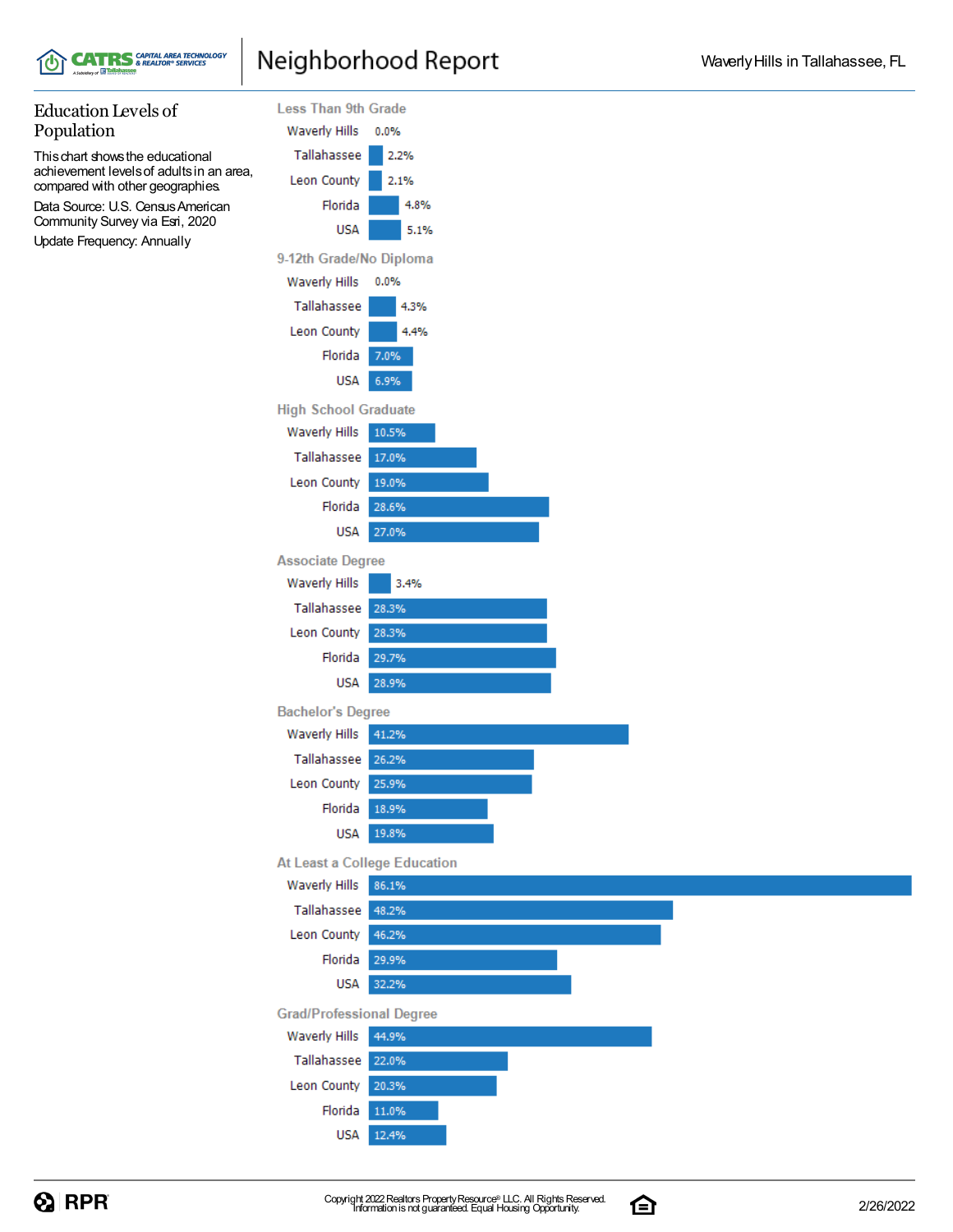## Education Levels of Population

This chart shows the educational achievement levels of adults in an area, compared with other geographies.

Data Source: U.S. Census American Community Survey via Esri, 2020

Update Frequency: Annually

### Less Than 9th Grade

| Area | Value |
|---|---|
| Waverly Hills | 0.0% |
| Tallahassee | 2.2% |
| Leon County | 2.1% |
| Florida | 4.8% |
| USA | 5.1% |

### 9-12th Grade/No Diploma

| Area | Value |
|---|---|
| Waverly Hills | 0.0% |
| Tallahassee | 4.3% |
| Leon County | 4.4% |
| Florida | 7.0% |
| USA | 6.9% |

### High School Graduate

| Area | Value |
|---|---|
| Waverly Hills | 10.5% |
| Tallahassee | 17.0% |
| Leon County | 19.0% |
| Florida | 28.6% |
| USA | 27.0% |

### Associate Degree

| Area | Value |
|---|---|
| Waverly Hills | 3.4% |
| Tallahassee | 28.3% |
| Leon County | 28.3% |
| Florida | 29.7% |
| USA | 28.9% |

### Bachelor's Degree

| Area | Value |
|---|---|
| Waverly Hills | 41.2% |
| Tallahassee | 26.2% |
| Leon County | 25.9% |
| Florida | 18.9% |
| USA | 19.8% |

### At Least a College Education

| Area | Value |
|---|---|
| Waverly Hills | 86.1% |
| Tallahassee | 48.2% |
| Leon County | 46.2% |
| Florida | 29.9% |
| USA | 32.2% |

### Grad/Professional Degree

| Area | Value |
|---|---|
| Waverly Hills | 44.9% |
| Tallahassee | 22.0% |
| Leon County | 20.3% |
| Florida | 11.0% |
| USA | 12.4% |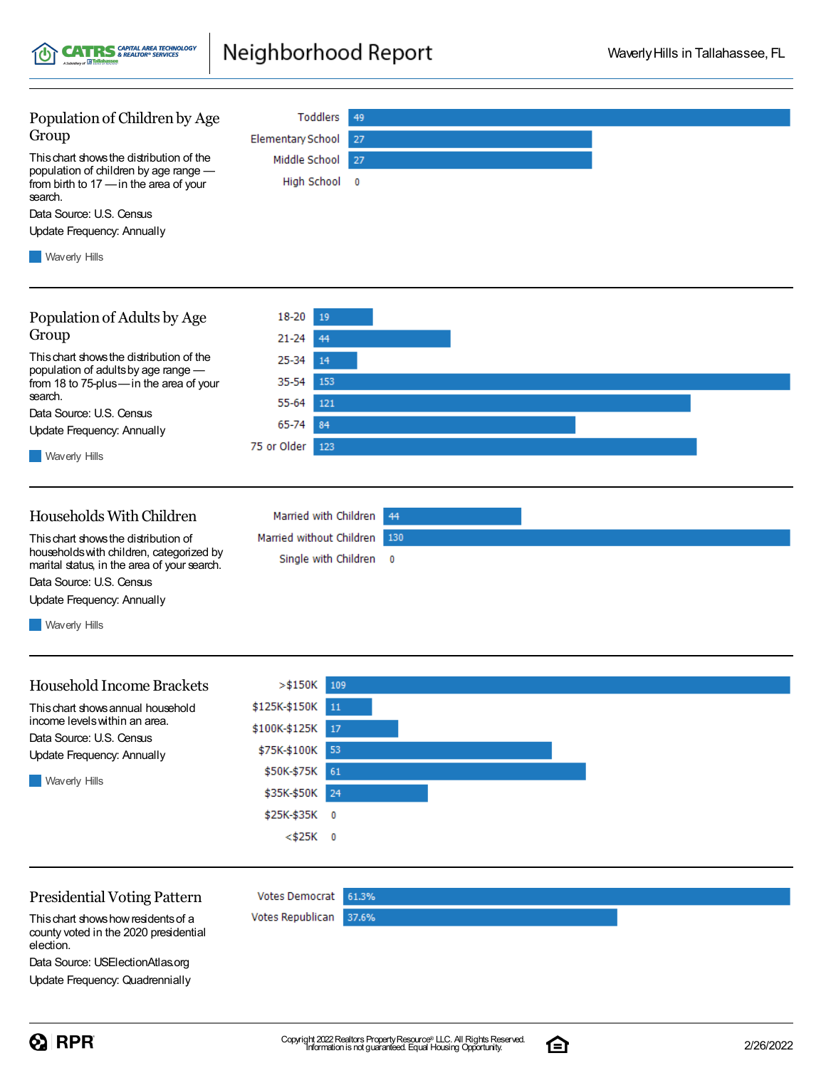## Population of Children by Age Group

This chart shows the distribution of the population of children by age range — from birth to 17 — in the area of your search.

Data Source: U.S. Census

Update Frequency: Annually

| Age Group | Waverly Hills |
|---|---|
| Toddlers | 49 |
| Elementary School | 27 |
| Middle School | 27 |
| High School | 0 |

## Population of Adults by Age Group

This chart shows the distribution of the population of adults by age range — from 18 to 75-plus — in the area of your search.

Data Source: U.S. Census

Update Frequency: Annually

| Age Group | Waverly Hills |
|---|---|
| 18-20 | 19 |
| 21-24 | 44 |
| 25-34 | 14 |
| 35-54 | 153 |
| 55-64 | 121 |
| 65-74 | 84 |
| 75 or Older | 123 |

## Households With Children

This chart shows the distribution of households with children, categorized by marital status, in the area of your search.

Data Source: U.S. Census

Update Frequency: Annually

| Household Type | Waverly Hills |
|---|---|
| Married with Children | 44 |
| Married without Children | 130 |
| Single with Children | 0 |

## Household Income Brackets

This chart shows annual household income levels within an area.

Data Source: U.S. Census

Update Frequency: Annually

| Income Bracket | Waverly Hills |
|---|---|
| >$150K | 109 |
| $125K-$150K | 11 |
| $100K-$125K | 17 |
| $75K-$100K | 53 |
| $50K-$75K | 61 |
| $35K-$50K | 24 |
| $25K-$35K | 0 |
| <$25K | 0 |

## Presidential Voting Pattern

This chart shows how residents of a county voted in the 2020 presidential election.

Data Source: USElectionAtlas.org

Update Frequency: Quadrennially

| Vote | Share |
|---|---|
| Votes Democrat | 61.3% |
| Votes Republican | 37.6% |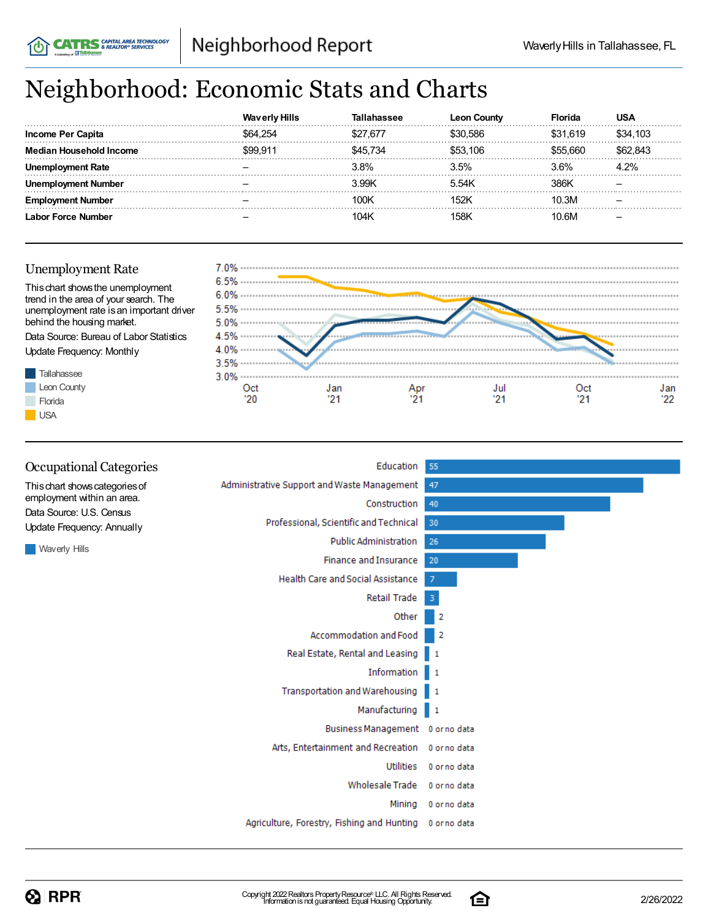# Neighborhood: Economic Stats and Charts

| | Waverly Hills | Tallahassee | Leon County | Florida | USA |
|---|---|---|---|---|---|
| **Income Per Capita** | $64,254 | $27,677 | $30,586 | $31,619 | $34,103 |
| **Median Household Income** | $99,911 | $45,734 | $53,106 | $55,660 | $62,843 |
| **Unemployment Rate** | – | 3.8% | 3.5% | 3.6% | 4.2% |
| **Unemployment Number** | – | 3.99K | 5.54K | 386K | – |
| **Employment Number** | – | 100K | 152K | 10.3M | – |
| **Labor Force Number** | – | 104K | 158K | 10.6M | – |

## Unemployment Rate

This chart shows the unemployment trend in the area of your search. The unemployment rate is an important driver behind the housing market.

Data Source: Bureau of Labor Statistics

Update Frequency: Monthly

Tallahassee
Leon County
Florida
USA

7.0% 6.5% 6.0% 5.5% 5.0% 4.5% 4.0% 3.5% 3.0%

Oct '20 Jan '21 Apr '21 Jul '21 Oct '21 Jan '22

## Occupational Categories

This chart shows categories of employment within an area.

Data Source: U.S. Census

Update Frequency: Annually

Waverly Hills

| Category | Waverly Hills |
|---|---|
| Education | 55 |
| Administrative Support and Waste Management | 47 |
| Construction | 40 |
| Professional, Scientific and Technical | 30 |
| Public Administration | 26 |
| Finance and Insurance | 20 |
| Health Care and Social Assistance | 7 |
| Retail Trade | 3 |
| Other | 2 |
| Accommodation and Food | 2 |
| Real Estate, Rental and Leasing | 1 |
| Information | 1 |
| Transportation and Warehousing | 1 |
| Manufacturing | 1 |
| Business Management | 0 or no data |
| Arts, Entertainment and Recreation | 0 or no data |
| Utilities | 0 or no data |
| Wholesale Trade | 0 or no data |
| Mining | 0 or no data |
| Agriculture, Forestry, Fishing and Hunting | 0 or no data |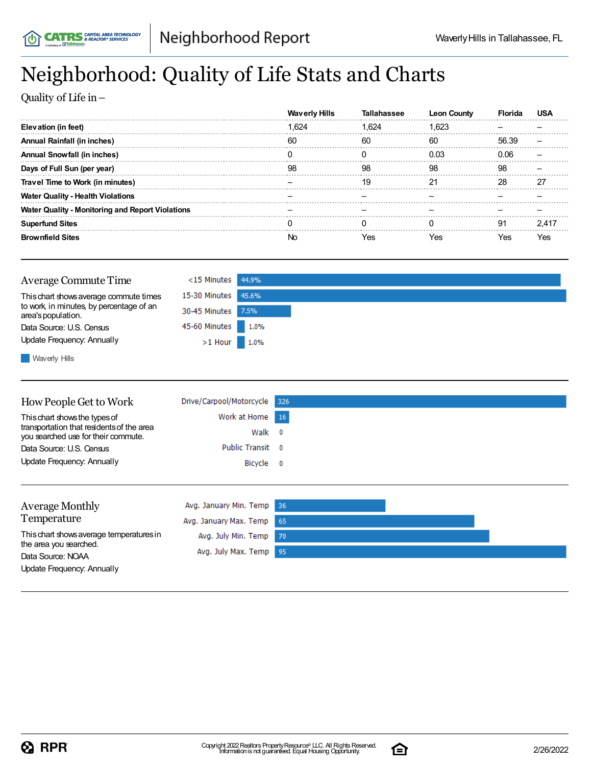# Neighborhood: Quality of Life Stats and Charts

Quality of Life in –

| | Waverly Hills | Tallahassee | Leon County | Florida | USA |
|---|---|---|---|---|---|
| **Elevation (in feet)** | 1,624 | 1,624 | 1,623 | – | – |
| **Annual Rainfall (in inches)** | 60 | 60 | 60 | 56.39 | – |
| **Annual Snowfall (in inches)** | 0 | 0 | 0.03 | 0.06 | – |
| **Days of Full Sun (per year)** | 98 | 98 | 98 | 98 | – |
| **Travel Time to Work (in minutes)** | – | 19 | 21 | 28 | 27 |
| **Water Quality - Health Violations** | – | – | – | – | – |
| **Water Quality - Monitoring and Report Violations** | – | – | – | – | – |
| **Superfund Sites** | 0 | 0 | 0 | 91 | 2,417 |
| **Brownfield Sites** | No | Yes | Yes | Yes | Yes |

## Average Commute Time

This chart shows average commute times to work, in minutes, by percentage of an area's population.

Data Source: U.S. Census

Update Frequency: Annually

| | Waverly Hills |
|---|---|
| <15 Minutes | 44.9% |
| 15-30 Minutes | 45.6% |
| 30-45 Minutes | 7.5% |
| 45-60 Minutes | 1.0% |
| >1 Hour | 1.0% |

## How People Get to Work

This chart shows the types of transportation that residents of the area you searched use for their commute.

Data Source: U.S. Census

Update Frequency: Annually

| | |
|---|---|
| Drive/Carpool/Motorcycle | 326 |
| Work at Home | 16 |
| Walk | 0 |
| Public Transit | 0 |
| Bicycle | 0 |

## Average Monthly Temperature

This chart shows average temperatures in the area you searched.

Data Source: NOAA

Update Frequency: Annually

| | |
|---|---|
| Avg. January Min. Temp | 36 |
| Avg. January Max. Temp | 65 |
| Avg. July Min. Temp | 70 |
| Avg. July Max. Temp | 95 |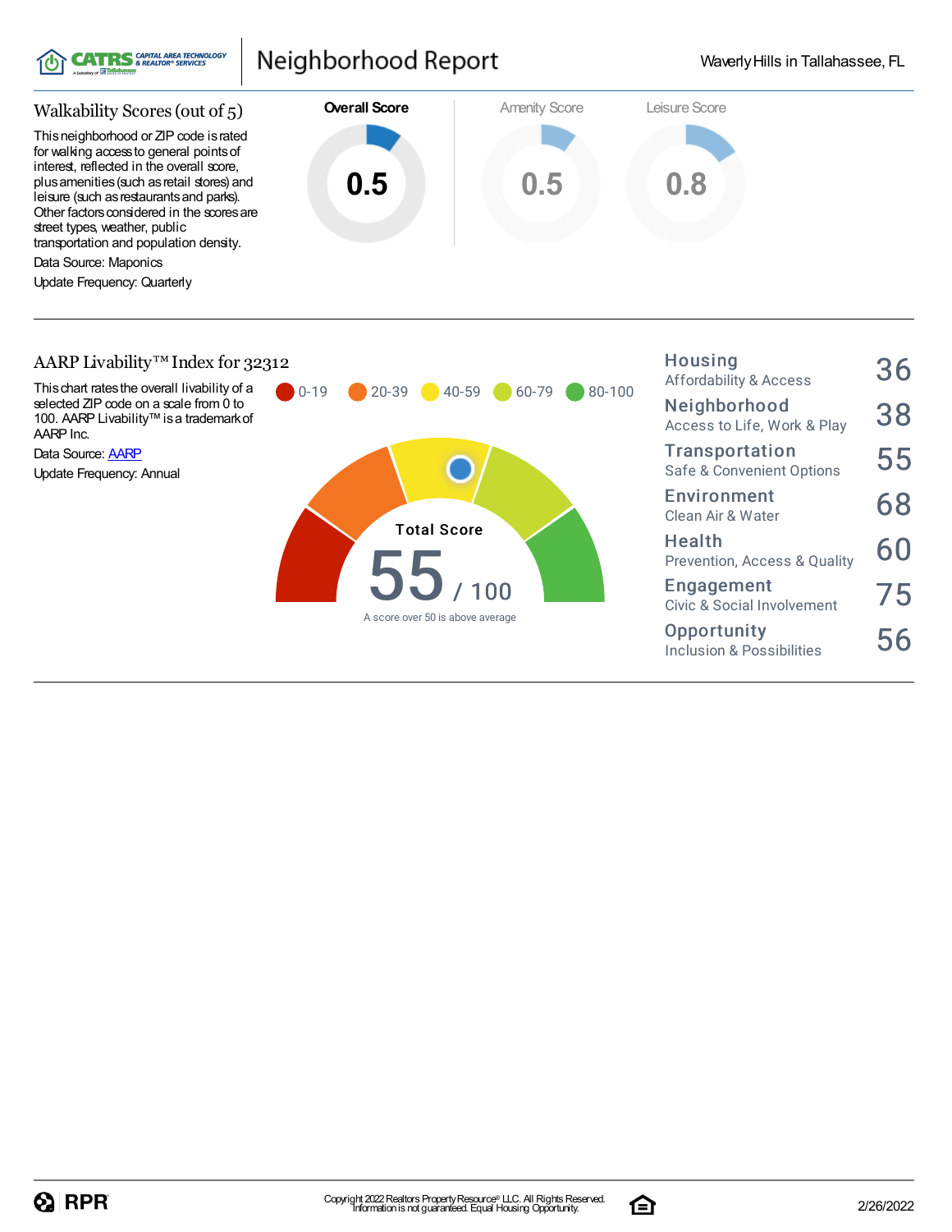# Neighborhood Report

Waverly Hills in Tallahassee, FL

## Walkability Scores (out of 5)

This neighborhood or ZIP code is rated for walking access to general points of interest, reflected in the overall score, plus amenities (such as retail stores) and leisure (such as restaurants and parks). Other factors considered in the scores are street types, weather, public transportation and population density.

Data Source: Maponics

Update Frequency: Quarterly

| Overall Score | Amenity Score | Leisure Score |
|---|---|---|
| 0.5 | 0.5 | 0.8 |

## AARP Livability™ Index for 32312

This chart rates the overall livability of a selected ZIP code on a scale from 0 to 100. AARP Livability™ is a trademark of AARP Inc.

Data Source: AARP

Update Frequency: Annual

0-19 | 20-39 | 40-59 | 60-79 | 80-100

**Total Score**

**55** / 100

A score over 50 is above average

| Category | Score |
|---|---|
| **Housing** Affordability & Access | 36 |
| **Neighborhood** Access to Life, Work & Play | 38 |
| **Transportation** Safe & Convenient Options | 55 |
| **Environment** Clean Air & Water | 68 |
| **Health** Prevention, Access & Quality | 60 |
| **Engagement** Civic & Social Involvement | 75 |
| **Opportunity** Inclusion & Possibilities | 56 |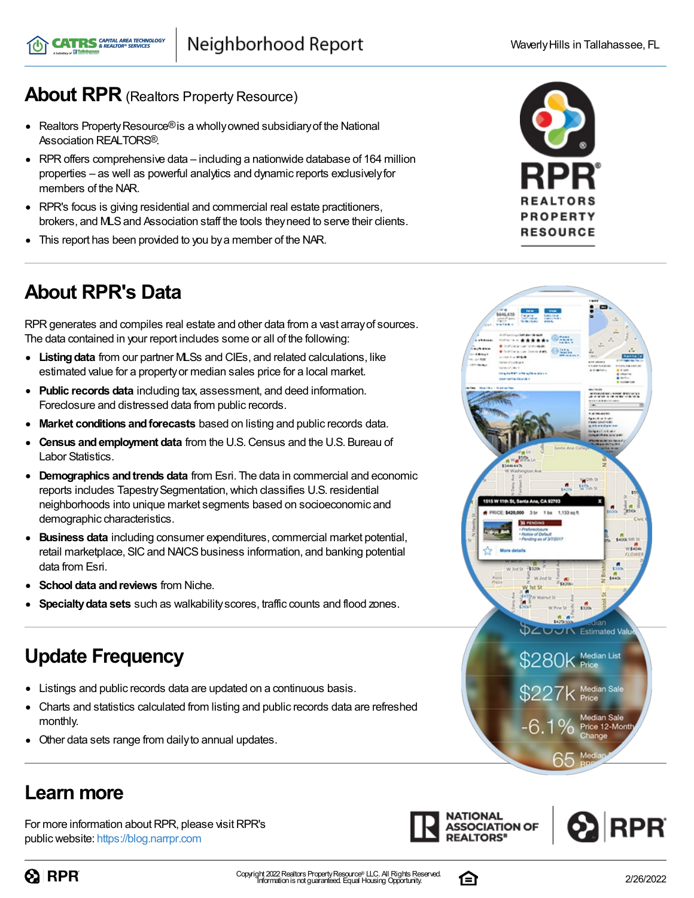## About RPR (Realtors Property Resource)

- Realtors Property Resource® is a wholly owned subsidiary of the National Association REALTORS®.
- RPR offers comprehensive data – including a nationwide database of 164 million properties – as well as powerful analytics and dynamic reports exclusively for members of the NAR.
- RPR's focus is giving residential and commercial real estate practitioners, brokers, and MLS and Association staff the tools they need to serve their clients.
- This report has been provided to you by a member of the NAR.

## About RPR's Data

RPR generates and compiles real estate and other data from a vast array of sources. The data contained in your report includes some or all of the following:

- **Listing data** from our partner MLSs and CIEs, and related calculations, like estimated value for a property or median sales price for a local market.
- **Public records data** including tax, assessment, and deed information. Foreclosure and distressed data from public records.
- **Market conditions and forecasts** based on listing and public records data.
- **Census and employment data** from the U.S. Census and the U.S. Bureau of Labor Statistics.
- **Demographics and trends data** from Esri. The data in commercial and economic reports includes Tapestry Segmentation, which classifies U.S. residential neighborhoods into unique market segments based on socioeconomic and demographic characteristics.
- **Business data** including consumer expenditures, commercial market potential, retail marketplace, SIC and NAICS business information, and banking potential data from Esri.
- **School data and reviews** from Niche.
- **Specialty data sets** such as walkability scores, traffic counts and flood zones.

## Update Frequency

- Listings and public records data are updated on a continuous basis.
- Charts and statistics calculated from listing and public records data are refreshed monthly.
- Other data sets range from daily to annual updates.

## Learn more

For more information about RPR, please visit RPR's public website: https://blog.narrpr.com